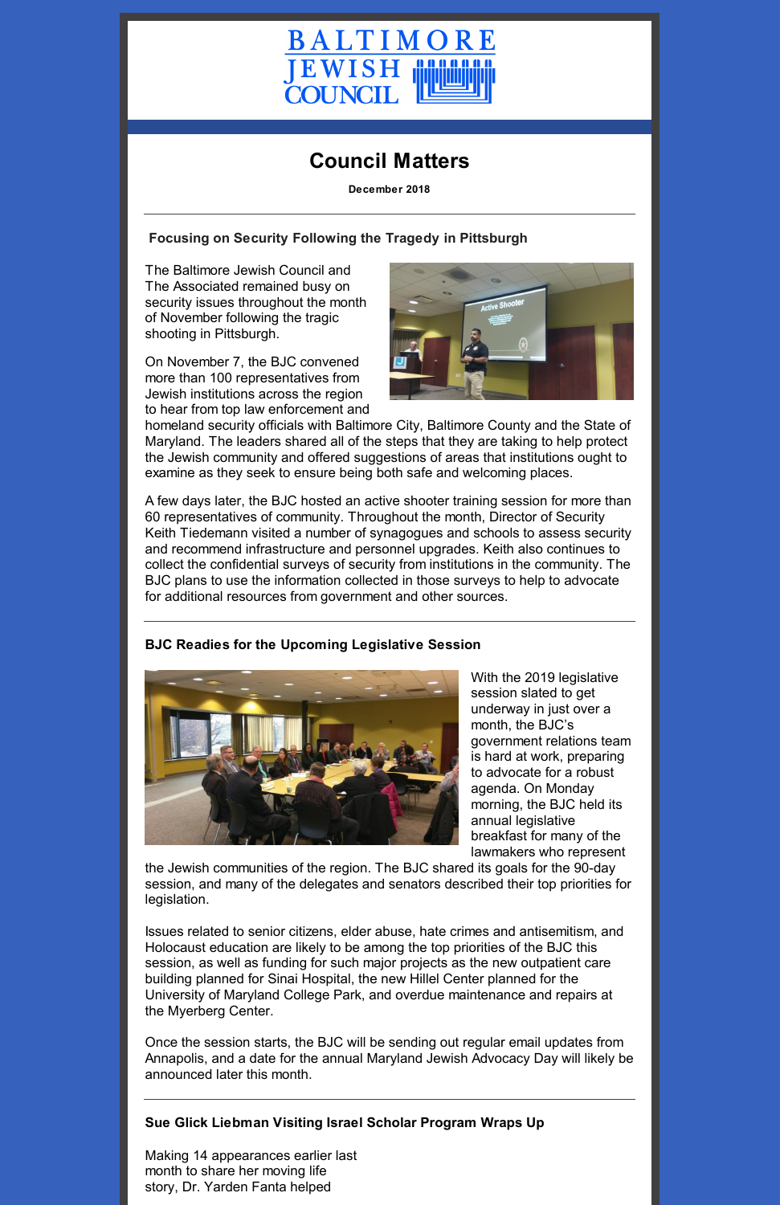BALTIMORE JEWISH COUNCIL

# Council Matters

**December 2018**

---

### Focusing on Security Following the Tragedy in Pittsburgh

The Baltimore Jewish Council and The Associated remained busy on security issues throughout the month of November following the tragic shooting in Pittsburgh.

On November 7, the BJC convened more than 100 representatives from Jewish institutions across the region to hear from top law enforcement and homeland security officials with Baltimore City, Baltimore County and the State of Maryland. The leaders shared all of the steps that they are taking to help protect the Jewish community and offered suggestions of areas that institutions ought to examine as they seek to ensure being both safe and welcoming places.

A few days later, the BJC hosted an active shooter training session for more than 60 representatives of community. Throughout the month, Director of Security Keith Tiedemann visited a number of synagogues and schools to assess security and recommend infrastructure and personnel upgrades. Keith also continues to collect the confidential surveys of security from institutions in the community. The BJC plans to use the information collected in those surveys to help to advocate for additional resources from government and other sources.

---

### BJC Readies for the Upcoming Legislative Session

With the 2019 legislative session slated to get underway in just over a month, the BJC's government relations team is hard at work, preparing to advocate for a robust agenda. On Monday morning, the BJC held its annual legislative breakfast for many of the lawmakers who represent the Jewish communities of the region. The BJC shared its goals for the 90-day session, and many of the delegates and senators described their top priorities for legislation.

Issues related to senior citizens, elder abuse, hate crimes and antisemitism, and Holocaust education are likely to be among the top priorities of the BJC this session, as well as funding for such major projects as the new outpatient care building planned for Sinai Hospital, the new Hillel Center planned for the University of Maryland College Park, and overdue maintenance and repairs at the Myerberg Center.

Once the session starts, the BJC will be sending out regular email updates from Annapolis, and a date for the annual Maryland Jewish Advocacy Day will likely be announced later this month.

---

### Sue Glick Liebman Visiting Israel Scholar Program Wraps Up

Making 14 appearances earlier last month to share her moving life story, Dr. Yarden Fanta helped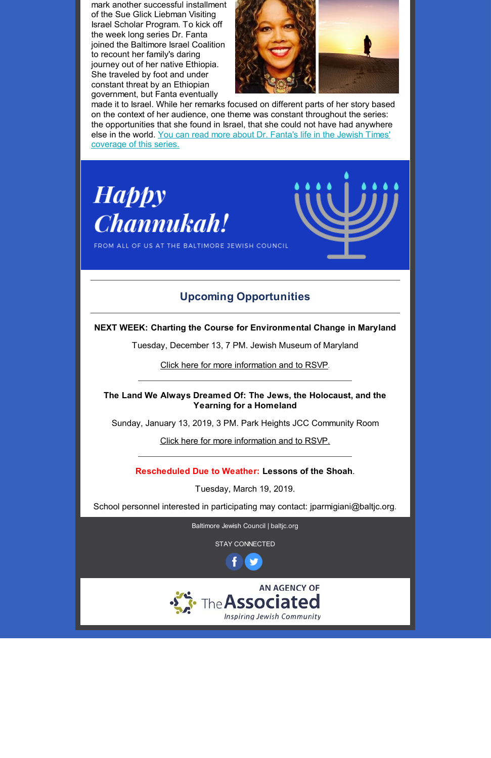mark another successful installment of the Sue Glick Liebman Visiting Israel Scholar Program. To kick off the week long series Dr. Fanta joined the Baltimore Israel Coalition to recount her family's daring journey out of her native Ethiopia. She traveled by foot and under constant threat by an Ethiopian government, but Fanta eventually made it to Israel. While her remarks focused on different parts of her story based on the context of her audience, one theme was constant throughout the series: the opportunities that she found in Israel, that she could not have had anywhere else in the world. [You can read more about Dr. Fanta's life in the Jewish Times' coverage of this series.]

*Happy Channukah!*

FROM ALL OF US AT THE BALTIMORE JEWISH COUNCIL

---

## Upcoming Opportunities

---

**NEXT WEEK: Charting the Course for Environmental Change in Maryland**

Tuesday, December 13, 7 PM. Jewish Museum of Maryland

Click here for more information and to RSVP.

---

**The Land We Always Dreamed Of: The Jews, the Holocaust, and the Yearning for a Homeland**

Sunday, January 13, 2019, 3 PM. Park Heights JCC Community Room

Click here for more information and to RSVP.

---

**Rescheduled Due to Weather: Lessons of the Shoah**.

Tuesday, March 19, 2019.

School personnel interested in participating may contact: jparmigiani@baltjc.org.

Baltimore Jewish Council | baltjc.org

STAY CONNECTED

AN AGENCY OF The Associated Inspiring Jewish Community